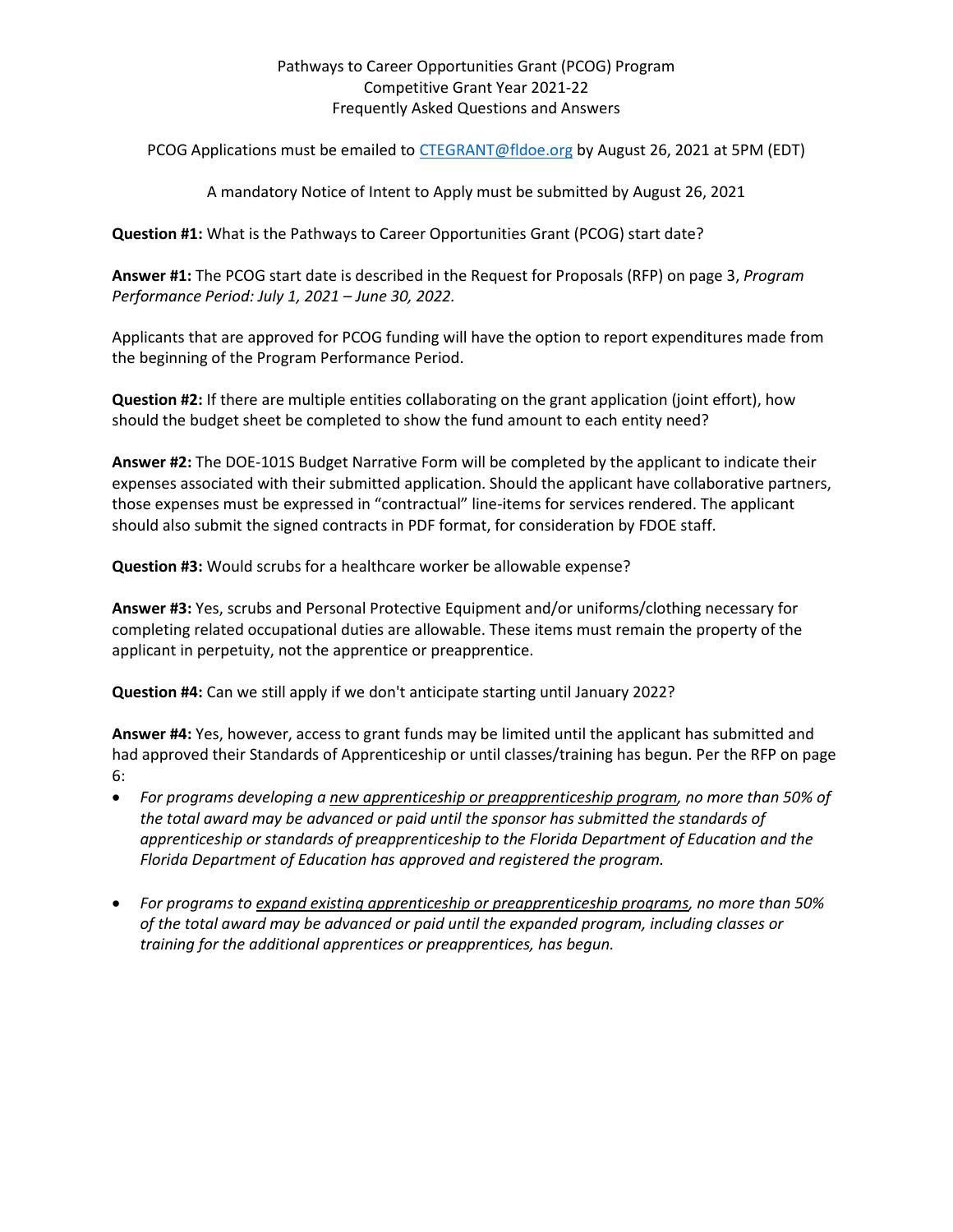# Pathways to Career Opportunities Grant (PCOG) Program
## Competitive Grant Year 2021-22
## Frequently Asked Questions and Answers

PCOG Applications must be emailed to [CTEGRANT@fldoe.org](mailto:CTEGRANT@fldoe.org) by August 26, 2021 at 5PM (EDT)

A mandatory Notice of Intent to Apply must be submitted by August 26, 2021

**Question #1:** What is the Pathways to Career Opportunities Grant (PCOG) start date?

**Answer #1:** The PCOG start date is described in the Request for Proposals (RFP) on page 3, *Program Performance Period: July 1, 2021 – June 30, 2022.*

Applicants that are approved for PCOG funding will have the option to report expenditures made from the beginning of the Program Performance Period.

**Question #2:** If there are multiple entities collaborating on the grant application (joint effort), how should the budget sheet be completed to show the fund amount to each entity need?

**Answer #2:** The DOE-101S Budget Narrative Form will be completed by the applicant to indicate their expenses associated with their submitted application. Should the applicant have collaborative partners, those expenses must be expressed in "contractual" line-items for services rendered. The applicant should also submit the signed contracts in PDF format, for consideration by FDOE staff.

**Question #3:** Would scrubs for a healthcare worker be allowable expense?

**Answer #3:** Yes, scrubs and Personal Protective Equipment and/or uniforms/clothing necessary for completing related occupational duties are allowable. These items must remain the property of the applicant in perpetuity, not the apprentice or preapprentice.

**Question #4:** Can we still apply if we don't anticipate starting until January 2022?

**Answer #4:** Yes, however, access to grant funds may be limited until the applicant has submitted and had approved their Standards of Apprenticeship or until classes/training has begun. Per the RFP on page 6:

- *For programs developing a <u>new apprenticeship or preapprenticeship program</u>, no more than 50% of the total award may be advanced or paid until the sponsor has submitted the standards of apprenticeship or standards of preapprenticeship to the Florida Department of Education and the Florida Department of Education has approved and registered the program.*

- *For programs to <u>expand existing apprenticeship or preapprenticeship programs</u>, no more than 50% of the total award may be advanced or paid until the expanded program, including classes or training for the additional apprentices or preapprentices, has begun.*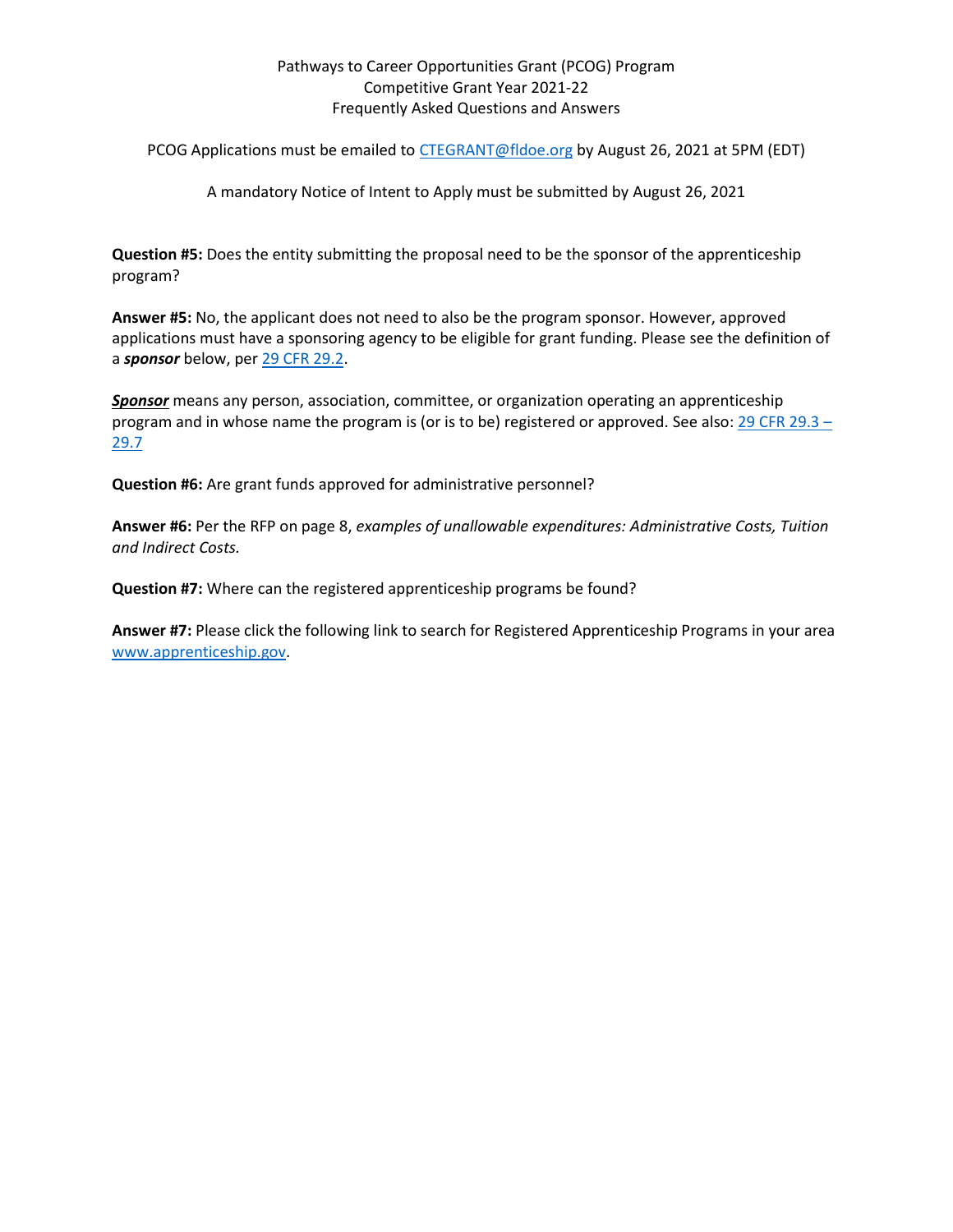Pathways to Career Opportunities Grant (PCOG) Program
Competitive Grant Year 2021-22
Frequently Asked Questions and Answers

PCOG Applications must be emailed to [CTEGRANT@fldoe.org](mailto:CTEGRANT@fldoe.org) by August 26, 2021 at 5PM (EDT)

A mandatory Notice of Intent to Apply must be submitted by August 26, 2021

**Question #5:** Does the entity submitting the proposal need to be the sponsor of the apprenticeship program?

**Answer #5:** No, the applicant does not need to also be the program sponsor. However, approved applications must have a sponsoring agency to be eligible for grant funding. Please see the definition of a ***sponsor*** below, per 29 CFR 29.2.

***Sponsor*** means any person, association, committee, or organization operating an apprenticeship program and in whose name the program is (or is to be) registered or approved. See also: 29 CFR 29.3 – 29.7

**Question #6:** Are grant funds approved for administrative personnel?

**Answer #6:** Per the RFP on page 8, *examples of unallowable expenditures: Administrative Costs, Tuition and Indirect Costs.*

**Question #7:** Where can the registered apprenticeship programs be found?

**Answer #7:** Please click the following link to search for Registered Apprenticeship Programs in your area [www.apprenticeship.gov](http://www.apprenticeship.gov).